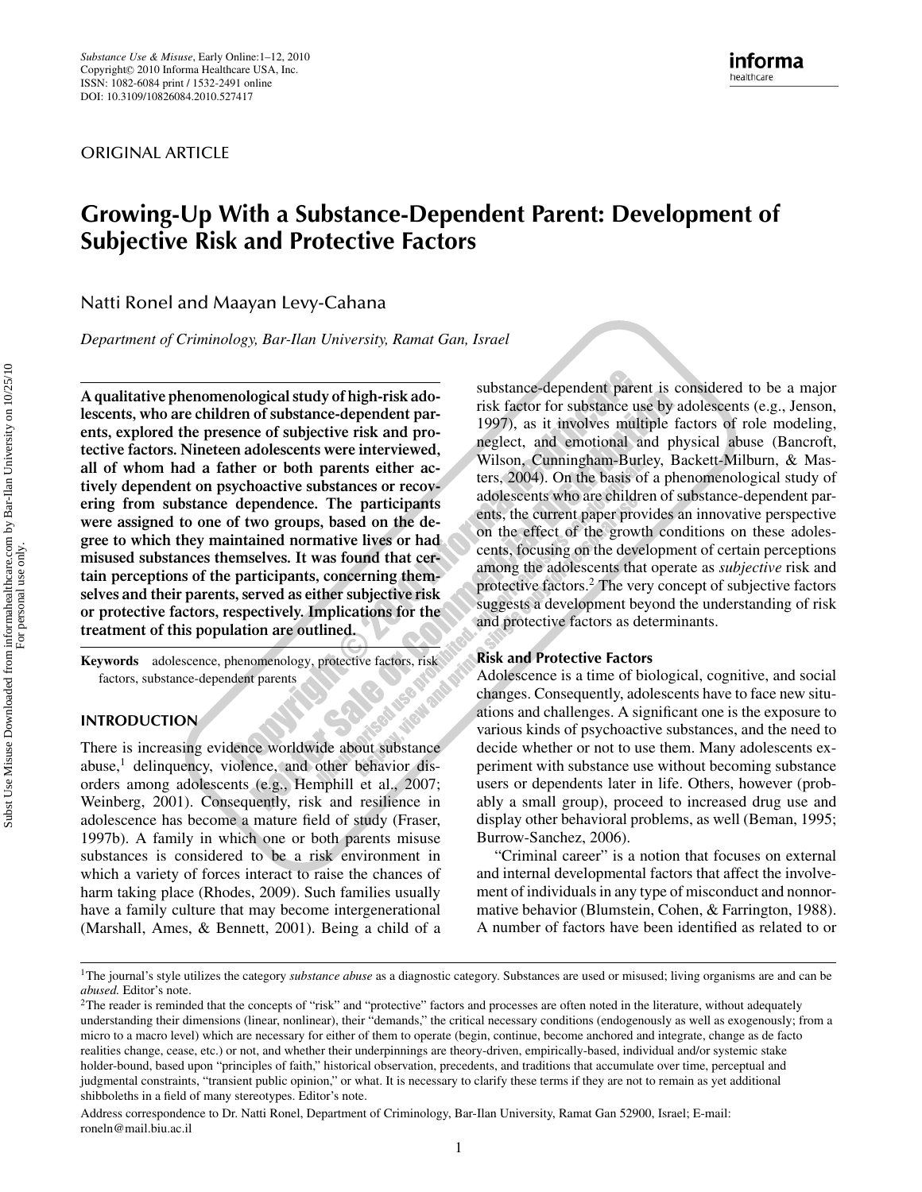ORIGINAL ARTICLE

# Growing-Up With a Substance-Dependent Parent: Development of Subjective Risk and Protective Factors

Natti Ronel and Maayan Levy-Cahana

*Department of Criminology, Bar-Ilan University, Ramat Gan, Israel*

**A qualitative phenomenological study of high-risk adolescents, who are children of substance-dependent parents, explored the presence of subjective risk and protective factors. Nineteen adolescents were interviewed, all of whom had a father or both parents either actively dependent on psychoactive substances or recovering from substance dependence. The participants were assigned to one of two groups, based on the degree to which they maintained normative lives or had misused substances themselves. It was found that certain perceptions of the participants, concerning themselves and their parents, served as either subjective risk or protective factors, respectively. Implications for the treatment of this population are outlined.**

**Keywords** adolescence, phenomenology, protective factors, risk factors, substance-dependent parents

## INTRODUCTION

There is increasing evidence worldwide about substance abuse,[1] delinquency, violence, and other behavior disorders among adolescents (e.g., Hemphill et al., 2007; Weinberg, 2001). Consequently, risk and resilience in adolescence has become a mature field of study (Fraser, 1997b). A family in which one or both parents misuse substances is considered to be a risk environment in which a variety of forces interact to raise the chances of harm taking place (Rhodes, 2009). Such families usually have a family culture that may become intergenerational (Marshall, Ames, & Bennett, 2001). Being a child of a substance-dependent parent is considered to be a major risk factor for substance use by adolescents (e.g., Jenson, 1997), as it involves multiple factors of role modeling, neglect, and emotional and physical abuse (Bancroft, Wilson, Cunningham-Burley, Backett-Milburn, & Masters, 2004). On the basis of a phenomenological study of adolescents who are children of substance-dependent parents, the current paper provides an innovative perspective on the effect of the growth conditions on these adolescents, focusing on the development of certain perceptions among the adolescents that operate as *subjective* risk and protective factors.[2] The very concept of subjective factors suggests a development beyond the understanding of risk and protective factors as determinants.

### Risk and Protective Factors

Adolescence is a time of biological, cognitive, and social changes. Consequently, adolescents have to face new situations and challenges. A significant one is the exposure to various kinds of psychoactive substances, and the need to decide whether or not to use them. Many adolescents experiment with substance use without becoming substance users or dependents later in life. Others, however (probably a small group), proceed to increased drug use and display other behavioral problems, as well (Beman, 1995; Burrow-Sanchez, 2006).

"Criminal career" is a notion that focuses on external and internal developmental factors that affect the involvement of individuals in any type of misconduct and nonnormative behavior (Blumstein, Cohen, & Farrington, 1988). A number of factors have been identified as related to or

[1]The journal's style utilizes the category *substance abuse* as a diagnostic category. Substances are used or misused; living organisms are and can be *abused.* Editor's note.

[2]The reader is reminded that the concepts of "risk" and "protective" factors and processes are often noted in the literature, without adequately understanding their dimensions (linear, nonlinear), their "demands," the critical necessary conditions (endogenously as well as exogenously; from a micro to a macro level) which are necessary for either of them to operate (begin, continue, become anchored and integrate, change as de facto realities change, cease, etc.) or not, and whether their underpinnings are theory-driven, empirically-based, individual and/or systemic stake holder-bound, based upon "principles of faith," historical observation, precedents, and traditions that accumulate over time, perceptual and judgmental constraints, "transient public opinion," or what. It is necessary to clarify these terms if they are not to remain as yet additional shibboleths in a field of many stereotypes. Editor's note.

Address correspondence to Dr. Natti Ronel, Department of Criminology, Bar-Ilan University, Ramat Gan 52900, Israel; E-mail: roneln@mail.biu.ac.il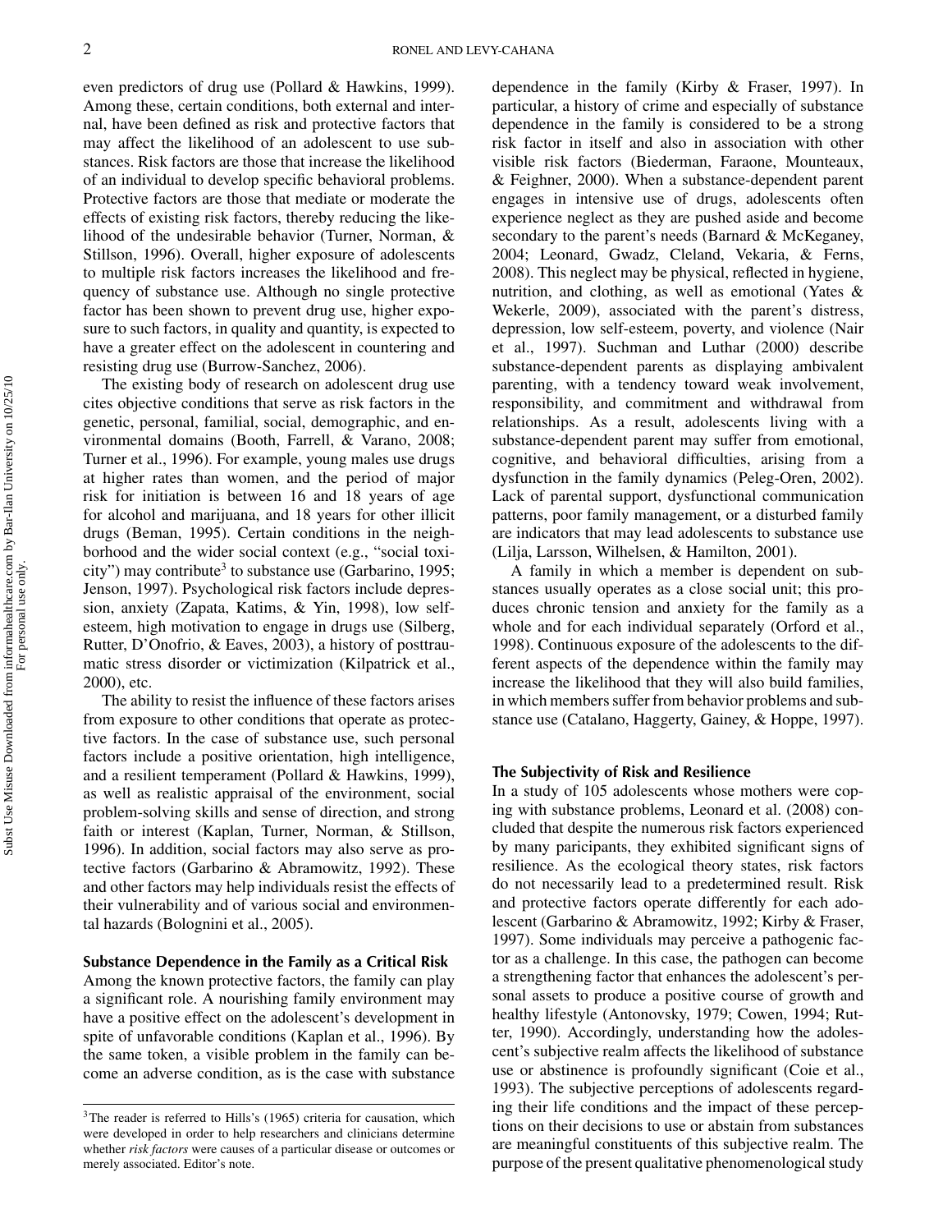even predictors of drug use (Pollard & Hawkins, 1999). Among these, certain conditions, both external and internal, have been defined as risk and protective factors that may affect the likelihood of an adolescent to use substances. Risk factors are those that increase the likelihood of an individual to develop specific behavioral problems. Protective factors are those that mediate or moderate the effects of existing risk factors, thereby reducing the likelihood of the undesirable behavior (Turner, Norman, & Stillson, 1996). Overall, higher exposure of adolescents to multiple risk factors increases the likelihood and frequency of substance use. Although no single protective factor has been shown to prevent drug use, higher exposure to such factors, in quality and quantity, is expected to have a greater effect on the adolescent in countering and resisting drug use (Burrow-Sanchez, 2006).

The existing body of research on adolescent drug use cites objective conditions that serve as risk factors in the genetic, personal, familial, social, demographic, and environmental domains (Booth, Farrell, & Varano, 2008; Turner et al., 1996). For example, young males use drugs at higher rates than women, and the period of major risk for initiation is between 16 and 18 years of age for alcohol and marijuana, and 18 years for other illicit drugs (Beman, 1995). Certain conditions in the neighborhood and the wider social context (e.g., "social toxicity") may contribute[3] to substance use (Garbarino, 1995; Jenson, 1997). Psychological risk factors include depression, anxiety (Zapata, Katims, & Yin, 1998), low self-esteem, high motivation to engage in drugs use (Silberg, Rutter, D'Onofrio, & Eaves, 2003), a history of posttraumatic stress disorder or victimization (Kilpatrick et al., 2000), etc.

The ability to resist the influence of these factors arises from exposure to other conditions that operate as protective factors. In the case of substance use, such personal factors include a positive orientation, high intelligence, and a resilient temperament (Pollard & Hawkins, 1999), as well as realistic appraisal of the environment, social problem-solving skills and sense of direction, and strong faith or interest (Kaplan, Turner, Norman, & Stillson, 1996). In addition, social factors may also serve as protective factors (Garbarino & Abramowitz, 1992). These and other factors may help individuals resist the effects of their vulnerability and of various social and environmental hazards (Bolognini et al., 2005).

### Substance Dependence in the Family as a Critical Risk

Among the known protective factors, the family can play a significant role. A nourishing family environment may have a positive effect on the adolescent's development in spite of unfavorable conditions (Kaplan et al., 1996). By the same token, a visible problem in the family can become an adverse condition, as is the case with substance dependence in the family (Kirby & Fraser, 1997). In particular, a history of crime and especially of substance dependence in the family is considered to be a strong risk factor in itself and also in association with other visible risk factors (Biederman, Faraone, Mounteaux, & Feighner, 2000). When a substance-dependent parent engages in intensive use of drugs, adolescents often experience neglect as they are pushed aside and become secondary to the parent's needs (Barnard & McKeganey, 2004; Leonard, Gwadz, Cleland, Vekaria, & Ferns, 2008). This neglect may be physical, reflected in hygiene, nutrition, and clothing, as well as emotional (Yates & Wekerle, 2009), associated with the parent's distress, depression, low self-esteem, poverty, and violence (Nair et al., 1997). Suchman and Luthar (2000) describe substance-dependent parents as displaying ambivalent parenting, with a tendency toward weak involvement, responsibility, and commitment and withdrawal from relationships. As a result, adolescents living with a substance-dependent parent may suffer from emotional, cognitive, and behavioral difficulties, arising from a dysfunction in the family dynamics (Peleg-Oren, 2002). Lack of parental support, dysfunctional communication patterns, poor family management, or a disturbed family are indicators that may lead adolescents to substance use (Lilja, Larsson, Wilhelsen, & Hamilton, 2001).

A family in which a member is dependent on substances usually operates as a close social unit; this produces chronic tension and anxiety for the family as a whole and for each individual separately (Orford et al., 1998). Continuous exposure of the adolescents to the different aspects of the dependence within the family may increase the likelihood that they will also build families, in which members suffer from behavior problems and substance use (Catalano, Haggerty, Gainey, & Hoppe, 1997).

### The Subjectivity of Risk and Resilience

In a study of 105 adolescents whose mothers were coping with substance problems, Leonard et al. (2008) concluded that despite the numerous risk factors experienced by many paricipants, they exhibited significant signs of resilience. As the ecological theory states, risk factors do not necessarily lead to a predetermined result. Risk and protective factors operate differently for each adolescent (Garbarino & Abramowitz, 1992; Kirby & Fraser, 1997). Some individuals may perceive a pathogenic factor as a challenge. In this case, the pathogen can become a strengthening factor that enhances the adolescent's personal assets to produce a positive course of growth and healthy lifestyle (Antonovsky, 1979; Cowen, 1994; Rutter, 1990). Accordingly, understanding how the adolescent's subjective realm affects the likelihood of substance use or abstinence is profoundly significant (Coie et al., 1993). The subjective perceptions of adolescents regarding their life conditions and the impact of these perceptions on their decisions to use or abstain from substances are meaningful constituents of this subjective realm. The purpose of the present qualitative phenomenological study

---

[3] The reader is referred to Hills's (1965) criteria for causation, which were developed in order to help researchers and clinicians determine whether *risk factors* were causes of a particular disease or outcomes or merely associated. Editor's note.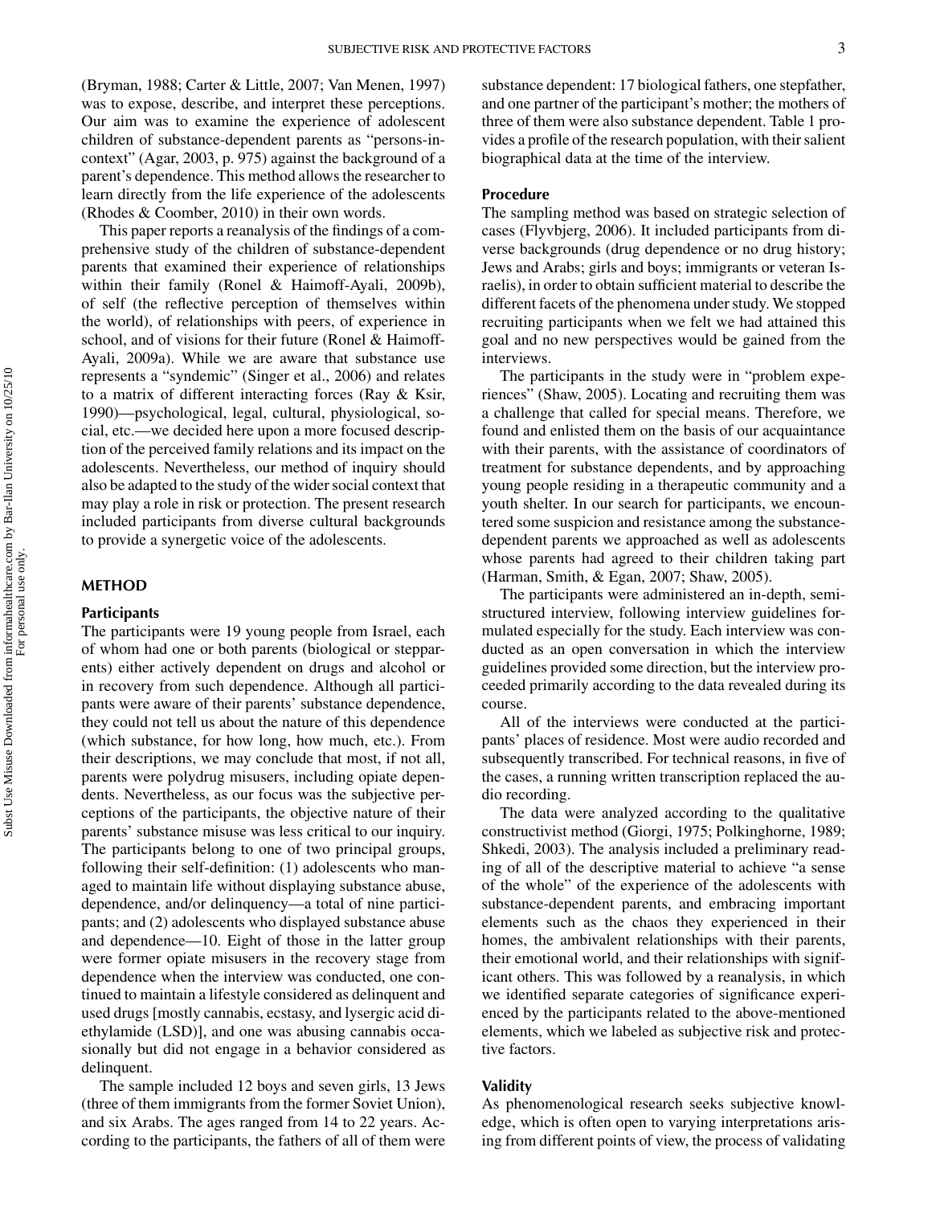(Bryman, 1988; Carter & Little, 2007; Van Menen, 1997) was to expose, describe, and interpret these perceptions. Our aim was to examine the experience of adolescent children of substance-dependent parents as "persons-in-context" (Agar, 2003, p. 975) against the background of a parent's dependence. This method allows the researcher to learn directly from the life experience of the adolescents (Rhodes & Coomber, 2010) in their own words.

This paper reports a reanalysis of the findings of a comprehensive study of the children of substance-dependent parents that examined their experience of relationships within their family (Ronel & Haimoff-Ayali, 2009b), of self (the reflective perception of themselves within the world), of relationships with peers, of experience in school, and of visions for their future (Ronel & Haimoff-Ayali, 2009a). While we are aware that substance use represents a "syndemic" (Singer et al., 2006) and relates to a matrix of different interacting forces (Ray & Ksir, 1990)—psychological, legal, cultural, physiological, social, etc.—we decided here upon a more focused description of the perceived family relations and its impact on the adolescents. Nevertheless, our method of inquiry should also be adapted to the study of the wider social context that may play a role in risk or protection. The present research included participants from diverse cultural backgrounds to provide a synergetic voice of the adolescents.

## METHOD

### Participants

The participants were 19 young people from Israel, each of whom had one or both parents (biological or stepparents) either actively dependent on drugs and alcohol or in recovery from such dependence. Although all participants were aware of their parents' substance dependence, they could not tell us about the nature of this dependence (which substance, for how long, how much, etc.). From their descriptions, we may conclude that most, if not all, parents were polydrug misusers, including opiate dependents. Nevertheless, as our focus was the subjective perceptions of the participants, the objective nature of their parents' substance misuse was less critical to our inquiry. The participants belong to one of two principal groups, following their self-definition: (1) adolescents who managed to maintain life without displaying substance abuse, dependence, and/or delinquency—a total of nine participants; and (2) adolescents who displayed substance abuse and dependence—10. Eight of those in the latter group were former opiate misusers in the recovery stage from dependence when the interview was conducted, one continued to maintain a lifestyle considered as delinquent and used drugs [mostly cannabis, ecstasy, and lysergic acid diethylamide (LSD)], and one was abusing cannabis occasionally but did not engage in a behavior considered as delinquent.

The sample included 12 boys and seven girls, 13 Jews (three of them immigrants from the former Soviet Union), and six Arabs. The ages ranged from 14 to 22 years. According to the participants, the fathers of all of them were substance dependent: 17 biological fathers, one stepfather, and one partner of the participant's mother; the mothers of three of them were also substance dependent. Table 1 provides a profile of the research population, with their salient biographical data at the time of the interview.

### Procedure

The sampling method was based on strategic selection of cases (Flyvbjerg, 2006). It included participants from diverse backgrounds (drug dependence or no drug history; Jews and Arabs; girls and boys; immigrants or veteran Israelis), in order to obtain sufficient material to describe the different facets of the phenomena under study. We stopped recruiting participants when we felt we had attained this goal and no new perspectives would be gained from the interviews.

The participants in the study were in "problem experiences" (Shaw, 2005). Locating and recruiting them was a challenge that called for special means. Therefore, we found and enlisted them on the basis of our acquaintance with their parents, with the assistance of coordinators of treatment for substance dependents, and by approaching young people residing in a therapeutic community and a youth shelter. In our search for participants, we encountered some suspicion and resistance among the substance-dependent parents we approached as well as adolescents whose parents had agreed to their children taking part (Harman, Smith, & Egan, 2007; Shaw, 2005).

The participants were administered an in-depth, semi-structured interview, following interview guidelines formulated especially for the study. Each interview was conducted as an open conversation in which the interview guidelines provided some direction, but the interview proceeded primarily according to the data revealed during its course.

All of the interviews were conducted at the participants' places of residence. Most were audio recorded and subsequently transcribed. For technical reasons, in five of the cases, a running written transcription replaced the audio recording.

The data were analyzed according to the qualitative constructivist method (Giorgi, 1975; Polkinghorne, 1989; Shkedi, 2003). The analysis included a preliminary reading of all of the descriptive material to achieve "a sense of the whole" of the experience of the adolescents with substance-dependent parents, and embracing important elements such as the chaos they experienced in their homes, the ambivalent relationships with their parents, their emotional world, and their relationships with significant others. This was followed by a reanalysis, in which we identified separate categories of significance experienced by the participants related to the above-mentioned elements, which we labeled as subjective risk and protective factors.

### Validity

As phenomenological research seeks subjective knowledge, which is often open to varying interpretations arising from different points of view, the process of validating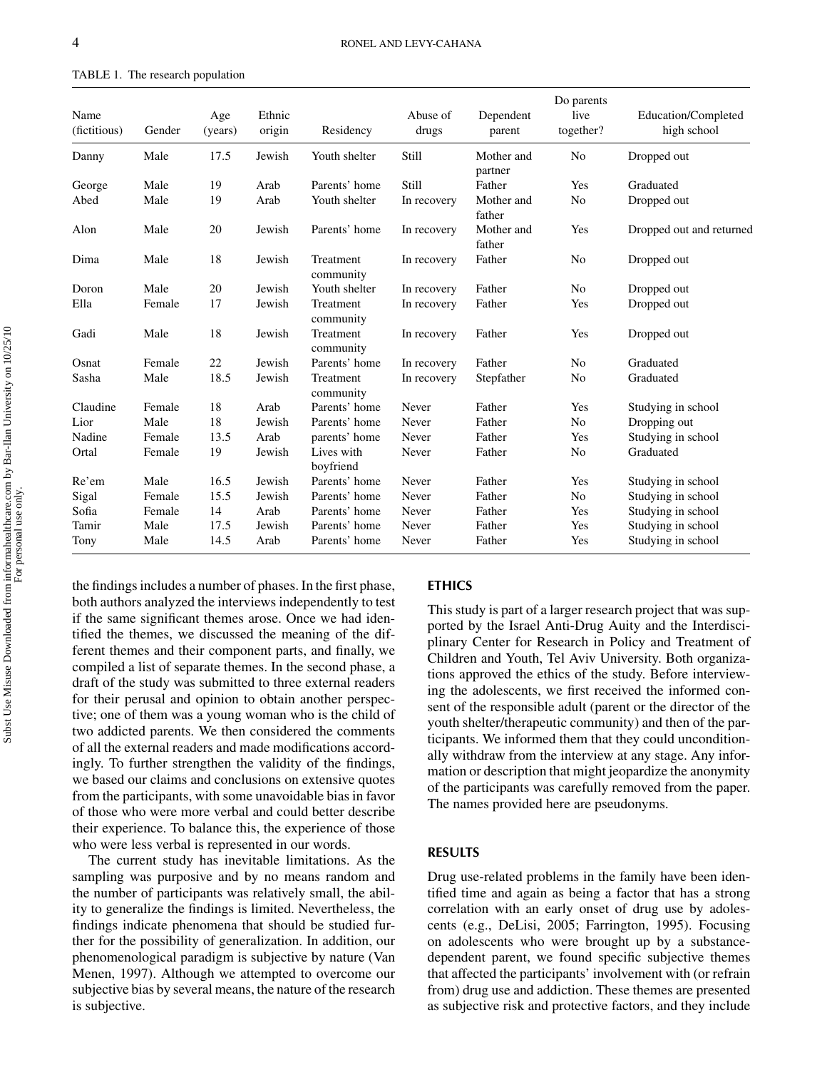TABLE 1. The research population

| Name (fictitious) | Gender | Age (years) | Ethnic origin | Residency | Abuse of drugs | Dependent parent | Do parents live together? | Education/Completed high school |
|---|---|---|---|---|---|---|---|---|
| Danny | Male | 17.5 | Jewish | Youth shelter | Still | Mother and partner | No | Dropped out |
| George | Male | 19 | Arab | Parents' home | Still | Father | Yes | Graduated |
| Abed | Male | 19 | Arab | Youth shelter | In recovery | Mother and father | No | Dropped out |
| Alon | Male | 20 | Jewish | Parents' home | In recovery | Mother and father | Yes | Dropped out and returned |
| Dima | Male | 18 | Jewish | Treatment community | In recovery | Father | No | Dropped out |
| Doron | Male | 20 | Jewish | Youth shelter | In recovery | Father | No | Dropped out |
| Ella | Female | 17 | Jewish | Treatment community | In recovery | Father | Yes | Dropped out |
| Gadi | Male | 18 | Jewish | Treatment community | In recovery | Father | Yes | Dropped out |
| Osnat | Female | 22 | Jewish | Parents' home | In recovery | Father | No | Graduated |
| Sasha | Male | 18.5 | Jewish | Treatment community | In recovery | Stepfather | No | Graduated |
| Claudine | Female | 18 | Arab | Parents' home | Never | Father | Yes | Studying in school |
| Lior | Male | 18 | Jewish | Parents' home | Never | Father | No | Dropping out |
| Nadine | Female | 13.5 | Arab | parents' home | Never | Father | Yes | Studying in school |
| Ortal | Female | 19 | Jewish | Lives with boyfriend | Never | Father | No | Graduated |
| Re'em | Male | 16.5 | Jewish | Parents' home | Never | Father | Yes | Studying in school |
| Sigal | Female | 15.5 | Jewish | Parents' home | Never | Father | No | Studying in school |
| Sofia | Female | 14 | Arab | Parents' home | Never | Father | Yes | Studying in school |
| Tamir | Male | 17.5 | Jewish | Parents' home | Never | Father | Yes | Studying in school |
| Tony | Male | 14.5 | Arab | Parents' home | Never | Father | Yes | Studying in school |

the findings includes a number of phases. In the first phase, both authors analyzed the interviews independently to test if the same significant themes arose. Once we had identified the themes, we discussed the meaning of the different themes and their component parts, and finally, we compiled a list of separate themes. In the second phase, a draft of the study was submitted to three external readers for their perusal and opinion to obtain another perspective; one of them was a young woman who is the child of two addicted parents. We then considered the comments of all the external readers and made modifications accordingly. To further strengthen the validity of the findings, we based our claims and conclusions on extensive quotes from the participants, with some unavoidable bias in favor of those who were more verbal and could better describe their experience. To balance this, the experience of those who were less verbal is represented in our words.

The current study has inevitable limitations. As the sampling was purposive and by no means random and the number of participants was relatively small, the ability to generalize the findings is limited. Nevertheless, the findings indicate phenomena that should be studied further for the possibility of generalization. In addition, our phenomenological paradigm is subjective by nature (Van Menen, 1997). Although we attempted to overcome our subjective bias by several means, the nature of the research is subjective.

## ETHICS

This study is part of a larger research project that was supported by the Israel Anti-Drug Auity and the Interdisciplinary Center for Research in Policy and Treatment of Children and Youth, Tel Aviv University. Both organizations approved the ethics of the study. Before interviewing the adolescents, we first received the informed consent of the responsible adult (parent or the director of the youth shelter/therapeutic community) and then of the participants. We informed them that they could unconditionally withdraw from the interview at any stage. Any information or description that might jeopardize the anonymity of the participants was carefully removed from the paper. The names provided here are pseudonyms.

## RESULTS

Drug use-related problems in the family have been identified time and again as being a factor that has a strong correlation with an early onset of drug use by adolescents (e.g., DeLisi, 2005; Farrington, 1995). Focusing on adolescents who were brought up by a substance-dependent parent, we found specific subjective themes that affected the participants' involvement with (or refrain from) drug use and addiction. These themes are presented as subjective risk and protective factors, and they include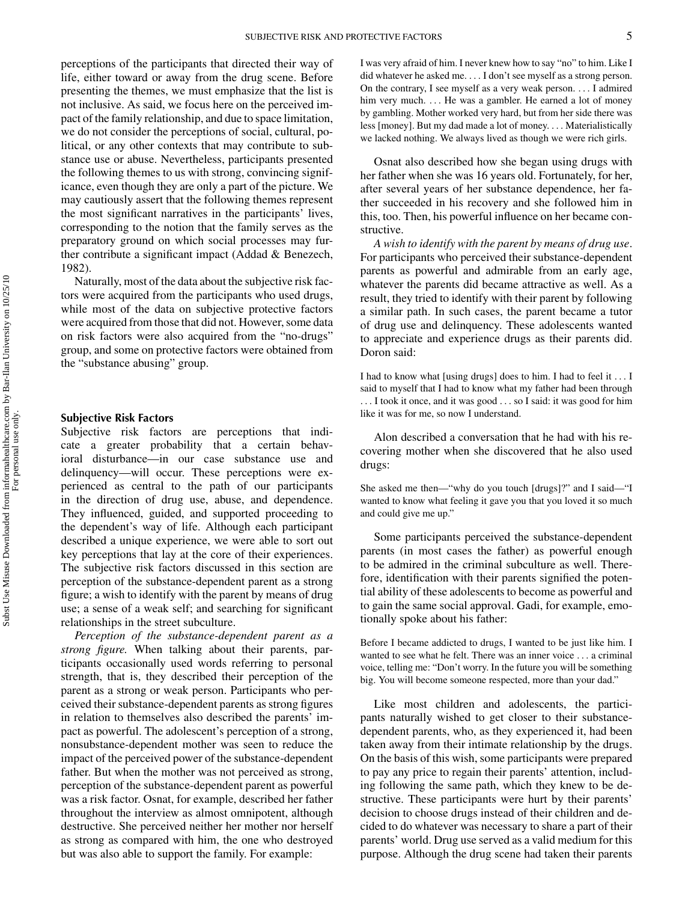perceptions of the participants that directed their way of life, either toward or away from the drug scene. Before presenting the themes, we must emphasize that the list is not inclusive. As said, we focus here on the perceived impact of the family relationship, and due to space limitation, we do not consider the perceptions of social, cultural, political, or any other contexts that may contribute to substance use or abuse. Nevertheless, participants presented the following themes to us with strong, convincing significance, even though they are only a part of the picture. We may cautiously assert that the following themes represent the most significant narratives in the participants' lives, corresponding to the notion that the family serves as the preparatory ground on which social processes may further contribute a significant impact (Addad & Benezech, 1982).

Naturally, most of the data about the subjective risk factors were acquired from the participants who used drugs, while most of the data on subjective protective factors were acquired from those that did not. However, some data on risk factors were also acquired from the "no-drugs" group, and some on protective factors were obtained from the "substance abusing" group.

### Subjective Risk Factors

Subjective risk factors are perceptions that indicate a greater probability that a certain behavioral disturbance—in our case substance use and delinquency—will occur. These perceptions were experienced as central to the path of our participants in the direction of drug use, abuse, and dependence. They influenced, guided, and supported proceeding to the dependent's way of life. Although each participant described a unique experience, we were able to sort out key perceptions that lay at the core of their experiences. The subjective risk factors discussed in this section are perception of the substance-dependent parent as a strong figure; a wish to identify with the parent by means of drug use; a sense of a weak self; and searching for significant relationships in the street subculture.

*Perception of the substance-dependent parent as a strong figure.* When talking about their parents, participants occasionally used words referring to personal strength, that is, they described their perception of the parent as a strong or weak person. Participants who perceived their substance-dependent parents as strong figures in relation to themselves also described the parents' impact as powerful. The adolescent's perception of a strong, nonsubstance-dependent mother was seen to reduce the impact of the perceived power of the substance-dependent father. But when the mother was not perceived as strong, perception of the substance-dependent parent as powerful was a risk factor. Osnat, for example, described her father throughout the interview as almost omnipotent, although destructive. She perceived neither her mother nor herself as strong as compared with him, the one who destroyed but was also able to support the family. For example:

> I was very afraid of him. I never knew how to say "no" to him. Like I did whatever he asked me. . . . I don't see myself as a strong person. On the contrary, I see myself as a very weak person. . . . I admired him very much. . . . He was a gambler. He earned a lot of money by gambling. Mother worked very hard, but from her side there was less [money]. But my dad made a lot of money. . . . Materialistically we lacked nothing. We always lived as though we were rich girls.

Osnat also described how she began using drugs with her father when she was 16 years old. Fortunately, for her, after several years of her substance dependence, her father succeeded in his recovery and she followed him in this, too. Then, his powerful influence on her became constructive.

*A wish to identify with the parent by means of drug use.* For participants who perceived their substance-dependent parents as powerful and admirable from an early age, whatever the parents did became attractive as well. As a result, they tried to identify with their parent by following a similar path. In such cases, the parent became a tutor of drug use and delinquency. These adolescents wanted to appreciate and experience drugs as their parents did. Doron said:

> I had to know what [using drugs] does to him. I had to feel it . . . I said to myself that I had to know what my father had been through . . . I took it once, and it was good . . . so I said: it was good for him like it was for me, so now I understand.

Alon described a conversation that he had with his recovering mother when she discovered that he also used drugs:

> She asked me then—"why do you touch [drugs]?" and I said—"I wanted to know what feeling it gave you that you loved it so much and could give me up."

Some participants perceived the substance-dependent parents (in most cases the father) as powerful enough to be admired in the criminal subculture as well. Therefore, identification with their parents signified the potential ability of these adolescents to become as powerful and to gain the same social approval. Gadi, for example, emotionally spoke about his father:

> Before I became addicted to drugs, I wanted to be just like him. I wanted to see what he felt. There was an inner voice . . . a criminal voice, telling me: "Don't worry. In the future you will be something big. You will become someone respected, more than your dad."

Like most children and adolescents, the participants naturally wished to get closer to their substance-dependent parents, who, as they experienced it, had been taken away from their intimate relationship by the drugs. On the basis of this wish, some participants were prepared to pay any price to regain their parents' attention, including following the same path, which they knew to be destructive. These participants were hurt by their parents' decision to choose drugs instead of their children and decided to do whatever was necessary to share a part of their parents' world. Drug use served as a valid medium for this purpose. Although the drug scene had taken their parents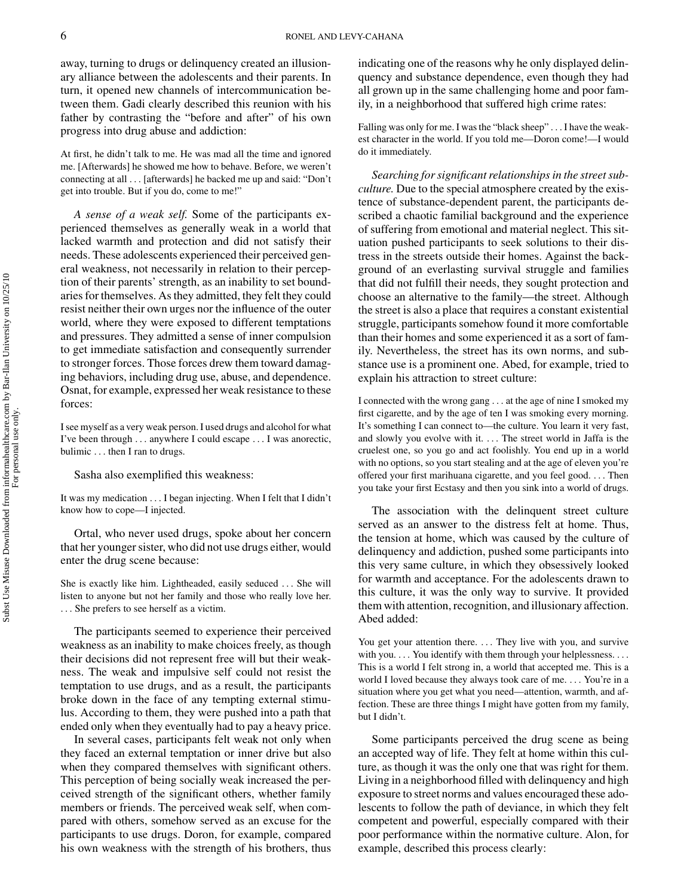away, turning to drugs or delinquency created an illusionary alliance between the adolescents and their parents. In turn, it opened new channels of intercommunication between them. Gadi clearly described this reunion with his father by contrasting the "before and after" of his own progress into drug abuse and addiction:

> At first, he didn't talk to me. He was mad all the time and ignored me. [Afterwards] he showed me how to behave. Before, we weren't connecting at all . . . [afterwards] he backed me up and said: "Don't get into trouble. But if you do, come to me!"

*A sense of a weak self.* Some of the participants experienced themselves as generally weak in a world that lacked warmth and protection and did not satisfy their needs. These adolescents experienced their perceived general weakness, not necessarily in relation to their perception of their parents' strength, as an inability to set boundaries for themselves. As they admitted, they felt they could resist neither their own urges nor the influence of the outer world, where they were exposed to different temptations and pressures. They admitted a sense of inner compulsion to get immediate satisfaction and consequently surrender to stronger forces. Those forces drew them toward damaging behaviors, including drug use, abuse, and dependence. Osnat, for example, expressed her weak resistance to these forces:

> I see myself as a very weak person. I used drugs and alcohol for what I've been through . . . anywhere I could escape . . . I was anorectic, bulimic . . . then I ran to drugs.

Sasha also exemplified this weakness:

> It was my medication . . . I began injecting. When I felt that I didn't know how to cope—I injected.

Ortal, who never used drugs, spoke about her concern that her younger sister, who did not use drugs either, would enter the drug scene because:

> She is exactly like him. Lightheaded, easily seduced . . . She will listen to anyone but not her family and those who really love her. . . . She prefers to see herself as a victim.

The participants seemed to experience their perceived weakness as an inability to make choices freely, as though their decisions did not represent free will but their weakness. The weak and impulsive self could not resist the temptation to use drugs, and as a result, the participants broke down in the face of any tempting external stimulus. According to them, they were pushed into a path that ended only when they eventually had to pay a heavy price.

In several cases, participants felt weak not only when they faced an external temptation or inner drive but also when they compared themselves with significant others. This perception of being socially weak increased the perceived strength of the significant others, whether family members or friends. The perceived weak self, when compared with others, somehow served as an excuse for the participants to use drugs. Doron, for example, compared his own weakness with the strength of his brothers, thus indicating one of the reasons why he only displayed delinquency and substance dependence, even though they had all grown up in the same challenging home and poor family, in a neighborhood that suffered high crime rates:

> Falling was only for me. I was the "black sheep" . . . I have the weakest character in the world. If you told me—Doron come!—I would do it immediately.

*Searching for significant relationships in the street subculture.* Due to the special atmosphere created by the existence of substance-dependent parent, the participants described a chaotic familial background and the experience of suffering from emotional and material neglect. This situation pushed participants to seek solutions to their distress in the streets outside their homes. Against the background of an everlasting survival struggle and families that did not fulfill their needs, they sought protection and choose an alternative to the family—the street. Although the street is also a place that requires a constant existential struggle, participants somehow found it more comfortable than their homes and some experienced it as a sort of family. Nevertheless, the street has its own norms, and substance use is a prominent one. Abed, for example, tried to explain his attraction to street culture:

> I connected with the wrong gang . . . at the age of nine I smoked my first cigarette, and by the age of ten I was smoking every morning. It's something I can connect to—the culture. You learn it very fast, and slowly you evolve with it. . . . The street world in Jaffa is the cruelest one, so you go and act foolishly. You end up in a world with no options, so you start stealing and at the age of eleven you're offered your first marihuana cigarette, and you feel good. . . . Then you take your first Ecstasy and then you sink into a world of drugs.

The association with the delinquent street culture served as an answer to the distress felt at home. Thus, the tension at home, which was caused by the culture of delinquency and addiction, pushed some participants into this very same culture, in which they obsessively looked for warmth and acceptance. For the adolescents drawn to this culture, it was the only way to survive. It provided them with attention, recognition, and illusionary affection. Abed added:

> You get your attention there. . . . They live with you, and survive with you. . . . You identify with them through your helplessness. . . . This is a world I felt strong in, a world that accepted me. This is a world I loved because they always took care of me. . . . You're in a situation where you get what you need—attention, warmth, and affection. These are three things I might have gotten from my family, but I didn't.

Some participants perceived the drug scene as being an accepted way of life. They felt at home within this culture, as though it was the only one that was right for them. Living in a neighborhood filled with delinquency and high exposure to street norms and values encouraged these adolescents to follow the path of deviance, in which they felt competent and powerful, especially compared with their poor performance within the normative culture. Alon, for example, described this process clearly: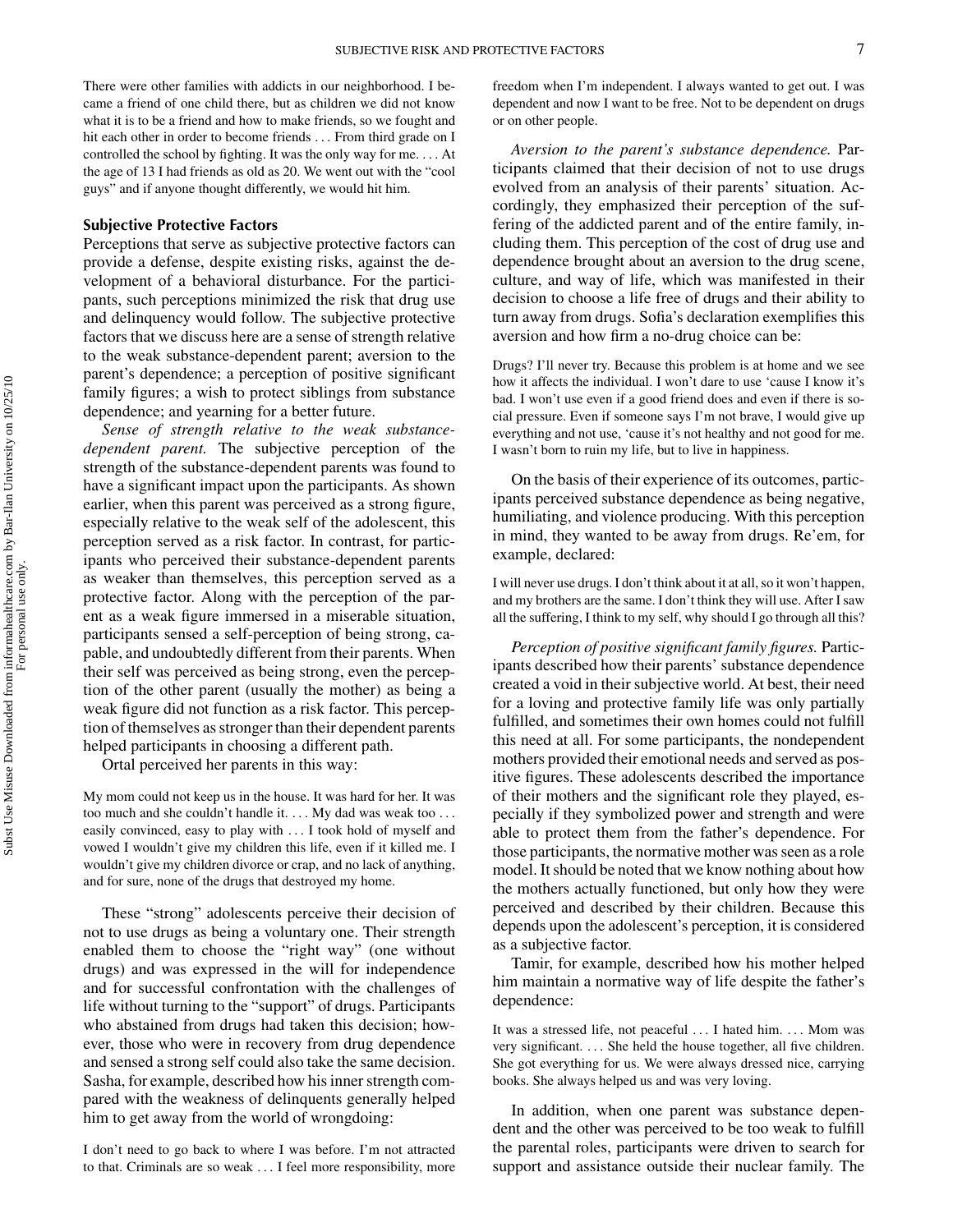There were other families with addicts in our neighborhood. I became a friend of one child there, but as children we did not know what it is to be a friend and how to make friends, so we fought and hit each other in order to become friends . . . From third grade on I controlled the school by fighting. It was the only way for me. . . . At the age of 13 I had friends as old as 20. We went out with the "cool guys" and if anyone thought differently, we would hit him.

## Subjective Protective Factors

Perceptions that serve as subjective protective factors can provide a defense, despite existing risks, against the development of a behavioral disturbance. For the participants, such perceptions minimized the risk that drug use and delinquency would follow. The subjective protective factors that we discuss here are a sense of strength relative to the weak substance-dependent parent; aversion to the parent's dependence; a perception of positive significant family figures; a wish to protect siblings from substance dependence; and yearning for a better future.

*Sense of strength relative to the weak substance-dependent parent.* The subjective perception of the strength of the substance-dependent parents was found to have a significant impact upon the participants. As shown earlier, when this parent was perceived as a strong figure, especially relative to the weak self of the adolescent, this perception served as a risk factor. In contrast, for participants who perceived their substance-dependent parents as weaker than themselves, this perception served as a protective factor. Along with the perception of the parent as a weak figure immersed in a miserable situation, participants sensed a self-perception of being strong, capable, and undoubtedly different from their parents. When their self was perceived as being strong, even the perception of the other parent (usually the mother) as being a weak figure did not function as a risk factor. This perception of themselves as stronger than their dependent parents helped participants in choosing a different path.

Ortal perceived her parents in this way:

My mom could not keep us in the house. It was hard for her. It was too much and she couldn't handle it. . . . My dad was weak too . . . easily convinced, easy to play with . . . I took hold of myself and vowed I wouldn't give my children this life, even if it killed me. I wouldn't give my children divorce or crap, and no lack of anything, and for sure, none of the drugs that destroyed my home.

These "strong" adolescents perceive their decision of not to use drugs as being a voluntary one. Their strength enabled them to choose the "right way" (one without drugs) and was expressed in the will for independence and for successful confrontation with the challenges of life without turning to the "support" of drugs. Participants who abstained from drugs had taken this decision; however, those who were in recovery from drug dependence and sensed a strong self could also take the same decision. Sasha, for example, described how his inner strength compared with the weakness of delinquents generally helped him to get away from the world of wrongdoing:

I don't need to go back to where I was before. I'm not attracted to that. Criminals are so weak . . . I feel more responsibility, more freedom when I'm independent. I always wanted to get out. I was dependent and now I want to be free. Not to be dependent on drugs or on other people.

*Aversion to the parent's substance dependence.* Participants claimed that their decision of not to use drugs evolved from an analysis of their parents' situation. Accordingly, they emphasized their perception of the suffering of the addicted parent and of the entire family, including them. This perception of the cost of drug use and dependence brought about an aversion to the drug scene, culture, and way of life, which was manifested in their decision to choose a life free of drugs and their ability to turn away from drugs. Sofia's declaration exemplifies this aversion and how firm a no-drug choice can be:

Drugs? I'll never try. Because this problem is at home and we see how it affects the individual. I won't dare to use 'cause I know it's bad. I won't use even if a good friend does and even if there is social pressure. Even if someone says I'm not brave, I would give up everything and not use, 'cause it's not healthy and not good for me. I wasn't born to ruin my life, but to live in happiness.

On the basis of their experience of its outcomes, participants perceived substance dependence as being negative, humiliating, and violence producing. With this perception in mind, they wanted to be away from drugs. Re'em, for example, declared:

I will never use drugs. I don't think about it at all, so it won't happen, and my brothers are the same. I don't think they will use. After I saw all the suffering, I think to my self, why should I go through all this?

*Perception of positive significant family figures.* Participants described how their parents' substance dependence created a void in their subjective world. At best, their need for a loving and protective family life was only partially fulfilled, and sometimes their own homes could not fulfill this need at all. For some participants, the nondependent mothers provided their emotional needs and served as positive figures. These adolescents described the importance of their mothers and the significant role they played, especially if they symbolized power and strength and were able to protect them from the father's dependence. For those participants, the normative mother was seen as a role model. It should be noted that we know nothing about how the mothers actually functioned, but only how they were perceived and described by their children. Because this depends upon the adolescent's perception, it is considered as a subjective factor.

Tamir, for example, described how his mother helped him maintain a normative way of life despite the father's dependence:

It was a stressed life, not peaceful . . . I hated him. . . . Mom was very significant. . . . She held the house together, all five children. She got everything for us. We were always dressed nice, carrying books. She always helped us and was very loving.

In addition, when one parent was substance dependent and the other was perceived to be too weak to fulfill the parental roles, participants were driven to search for support and assistance outside their nuclear family. The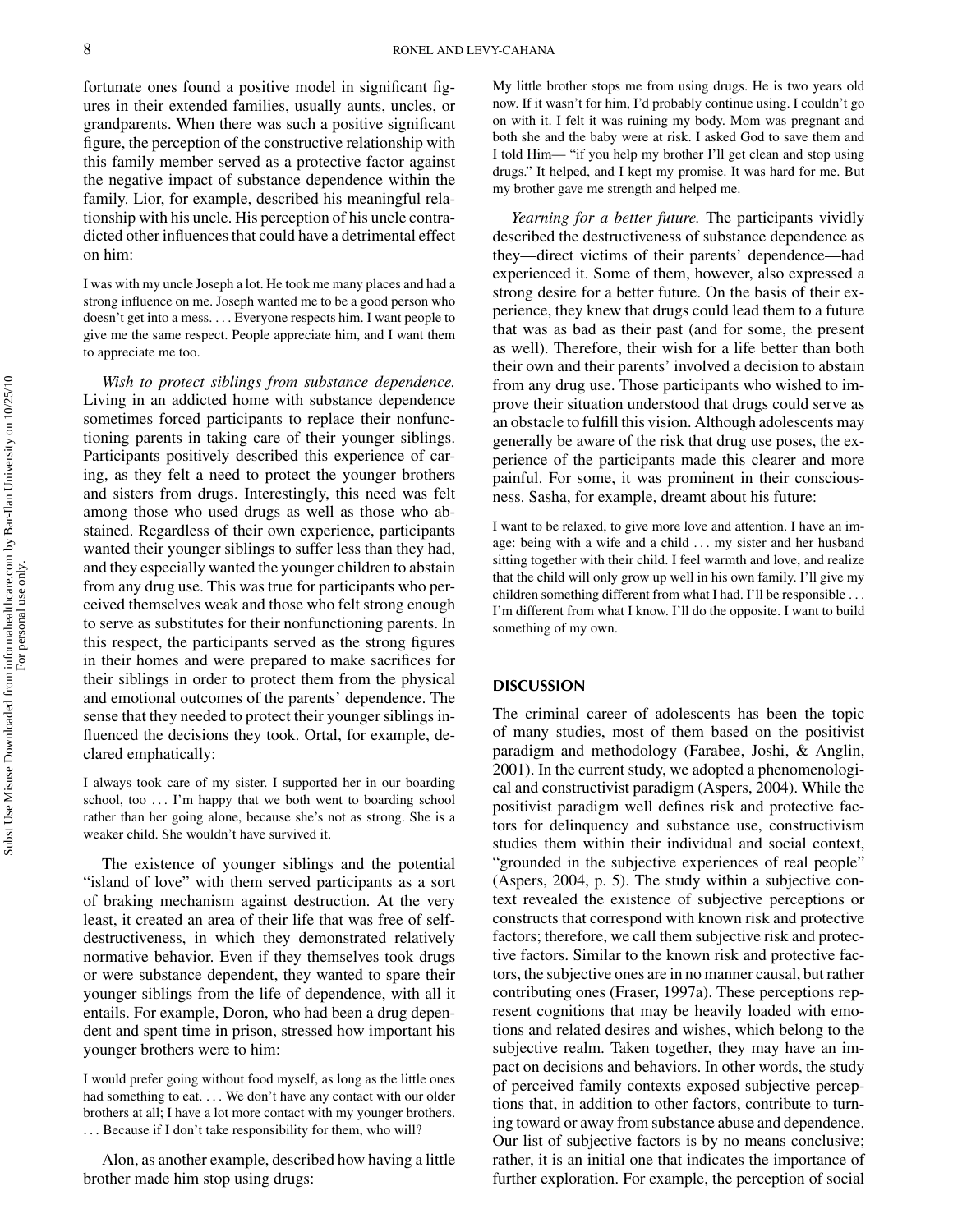fortunate ones found a positive model in significant figures in their extended families, usually aunts, uncles, or grandparents. When there was such a positive significant figure, the perception of the constructive relationship with this family member served as a protective factor against the negative impact of substance dependence within the family. Lior, for example, described his meaningful relationship with his uncle. His perception of his uncle contradicted other influences that could have a detrimental effect on him:

> I was with my uncle Joseph a lot. He took me many places and had a strong influence on me. Joseph wanted me to be a good person who doesn't get into a mess. . . . Everyone respects him. I want people to give me the same respect. People appreciate him, and I want them to appreciate me too.

*Wish to protect siblings from substance dependence.* Living in an addicted home with substance dependence sometimes forced participants to replace their nonfunctioning parents in taking care of their younger siblings. Participants positively described this experience of caring, as they felt a need to protect the younger brothers and sisters from drugs. Interestingly, this need was felt among those who used drugs as well as those who abstained. Regardless of their own experience, participants wanted their younger siblings to suffer less than they had, and they especially wanted the younger children to abstain from any drug use. This was true for participants who perceived themselves weak and those who felt strong enough to serve as substitutes for their nonfunctioning parents. In this respect, the participants served as the strong figures in their homes and were prepared to make sacrifices for their siblings in order to protect them from the physical and emotional outcomes of the parents' dependence. The sense that they needed to protect their younger siblings influenced the decisions they took. Ortal, for example, declared emphatically:

> I always took care of my sister. I supported her in our boarding school, too . . . I'm happy that we both went to boarding school rather than her going alone, because she's not as strong. She is a weaker child. She wouldn't have survived it.

The existence of younger siblings and the potential "island of love" with them served participants as a sort of braking mechanism against destruction. At the very least, it created an area of their life that was free of self-destructiveness, in which they demonstrated relatively normative behavior. Even if they themselves took drugs or were substance dependent, they wanted to spare their younger siblings from the life of dependence, with all it entails. For example, Doron, who had been a drug dependent and spent time in prison, stressed how important his younger brothers were to him:

> I would prefer going without food myself, as long as the little ones had something to eat. . . . We don't have any contact with our older brothers at all; I have a lot more contact with my younger brothers. . . . Because if I don't take responsibility for them, who will?

Alon, as another example, described how having a little brother made him stop using drugs:

> My little brother stops me from using drugs. He is two years old now. If it wasn't for him, I'd probably continue using. I couldn't go on with it. I felt it was ruining my body. Mom was pregnant and both she and the baby were at risk. I asked God to save them and I told Him— "if you help my brother I'll get clean and stop using drugs." It helped, and I kept my promise. It was hard for me. But my brother gave me strength and helped me.

*Yearning for a better future.* The participants vividly described the destructiveness of substance dependence as they—direct victims of their parents' dependence—had experienced it. Some of them, however, also expressed a strong desire for a better future. On the basis of their experience, they knew that drugs could lead them to a future that was as bad as their past (and for some, the present as well). Therefore, their wish for a life better than both their own and their parents' involved a decision to abstain from any drug use. Those participants who wished to improve their situation understood that drugs could serve as an obstacle to fulfill this vision. Although adolescents may generally be aware of the risk that drug use poses, the experience of the participants made this clearer and more painful. For some, it was prominent in their consciousness. Sasha, for example, dreamt about his future:

> I want to be relaxed, to give more love and attention. I have an image: being with a wife and a child . . . my sister and her husband sitting together with their child. I feel warmth and love, and realize that the child will only grow up well in his own family. I'll give my children something different from what I had. I'll be responsible . . . I'm different from what I know. I'll do the opposite. I want to build something of my own.

## DISCUSSION

The criminal career of adolescents has been the topic of many studies, most of them based on the positivist paradigm and methodology (Farabee, Joshi, & Anglin, 2001). In the current study, we adopted a phenomenological and constructivist paradigm (Aspers, 2004). While the positivist paradigm well defines risk and protective factors for delinquency and substance use, constructivism studies them within their individual and social context, "grounded in the subjective experiences of real people" (Aspers, 2004, p. 5). The study within a subjective context revealed the existence of subjective perceptions or constructs that correspond with known risk and protective factors; therefore, we call them subjective risk and protective factors. Similar to the known risk and protective factors, the subjective ones are in no manner causal, but rather contributing ones (Fraser, 1997a). These perceptions represent cognitions that may be heavily loaded with emotions and related desires and wishes, which belong to the subjective realm. Taken together, they may have an impact on decisions and behaviors. In other words, the study of perceived family contexts exposed subjective perceptions that, in addition to other factors, contribute to turning toward or away from substance abuse and dependence. Our list of subjective factors is by no means conclusive; rather, it is an initial one that indicates the importance of further exploration. For example, the perception of social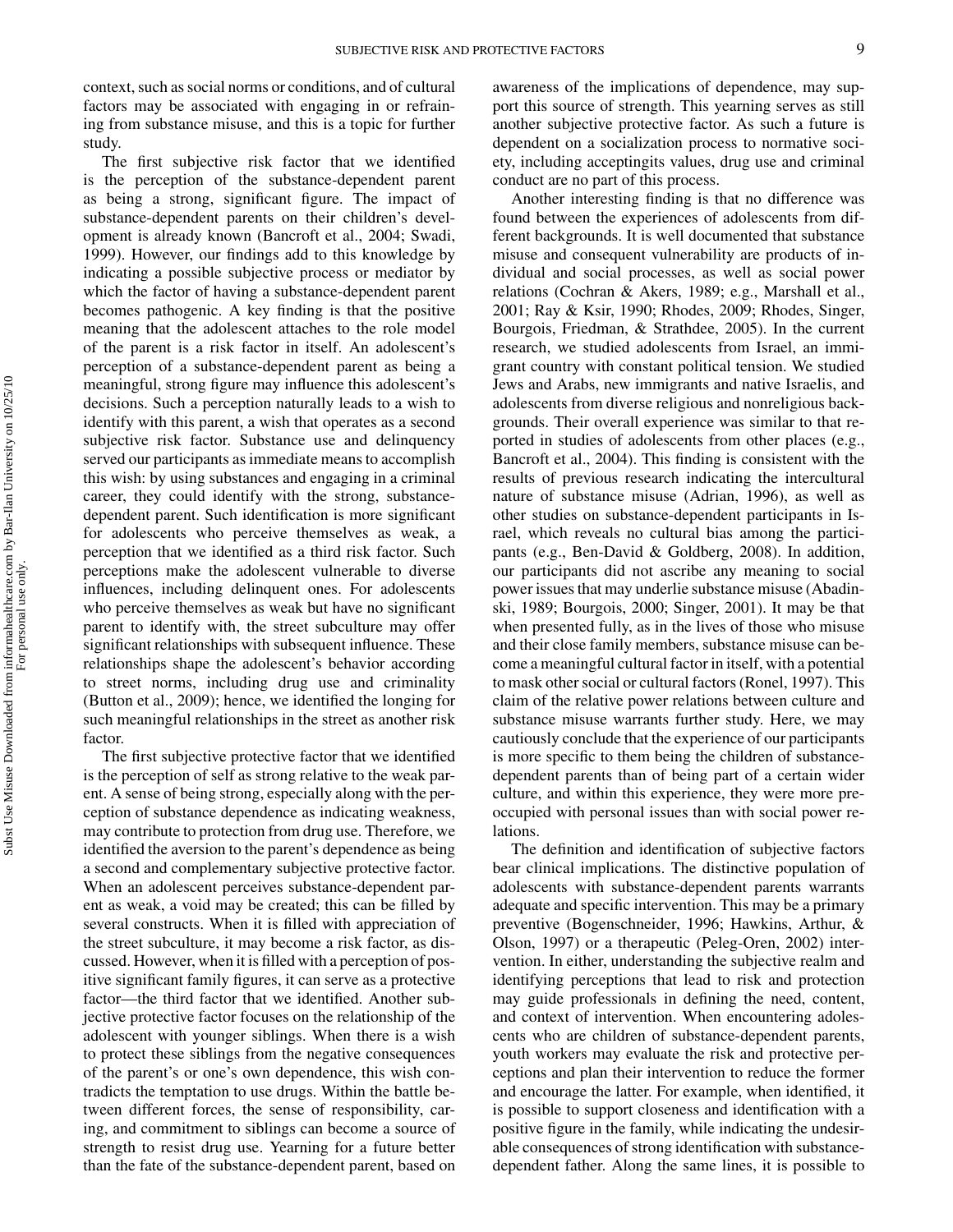context, such as social norms or conditions, and of cultural factors may be associated with engaging in or refraining from substance misuse, and this is a topic for further study.

The first subjective risk factor that we identified is the perception of the substance-dependent parent as being a strong, significant figure. The impact of substance-dependent parents on their children's development is already known (Bancroft et al., 2004; Swadi, 1999). However, our findings add to this knowledge by indicating a possible subjective process or mediator by which the factor of having a substance-dependent parent becomes pathogenic. A key finding is that the positive meaning that the adolescent attaches to the role model of the parent is a risk factor in itself. An adolescent's perception of a substance-dependent parent as being a meaningful, strong figure may influence this adolescent's decisions. Such a perception naturally leads to a wish to identify with this parent, a wish that operates as a second subjective risk factor. Substance use and delinquency served our participants as immediate means to accomplish this wish: by using substances and engaging in a criminal career, they could identify with the strong, substance-dependent parent. Such identification is more significant for adolescents who perceive themselves as weak, a perception that we identified as a third risk factor. Such perceptions make the adolescent vulnerable to diverse influences, including delinquent ones. For adolescents who perceive themselves as weak but have no significant parent to identify with, the street subculture may offer significant relationships with subsequent influence. These relationships shape the adolescent's behavior according to street norms, including drug use and criminality (Button et al., 2009); hence, we identified the longing for such meaningful relationships in the street as another risk factor.

The first subjective protective factor that we identified is the perception of self as strong relative to the weak parent. A sense of being strong, especially along with the perception of substance dependence as indicating weakness, may contribute to protection from drug use. Therefore, we identified the aversion to the parent's dependence as being a second and complementary subjective protective factor. When an adolescent perceives substance-dependent parent as weak, a void may be created; this can be filled by several constructs. When it is filled with appreciation of the street subculture, it may become a risk factor, as discussed. However, when it is filled with a perception of positive significant family figures, it can serve as a protective factor—the third factor that we identified. Another subjective protective factor focuses on the relationship of the adolescent with younger siblings. When there is a wish to protect these siblings from the negative consequences of the parent's or one's own dependence, this wish contradicts the temptation to use drugs. Within the battle between different forces, the sense of responsibility, caring, and commitment to siblings can become a source of strength to resist drug use. Yearning for a future better than the fate of the substance-dependent parent, based on awareness of the implications of dependence, may support this source of strength. This yearning serves as still another subjective protective factor. As such a future is dependent on a socialization process to normative society, including acceptingits values, drug use and criminal conduct are no part of this process.

Another interesting finding is that no difference was found between the experiences of adolescents from different backgrounds. It is well documented that substance misuse and consequent vulnerability are products of individual and social processes, as well as social power relations (Cochran & Akers, 1989; e.g., Marshall et al., 2001; Ray & Ksir, 1990; Rhodes, 2009; Rhodes, Singer, Bourgois, Friedman, & Strathdee, 2005). In the current research, we studied adolescents from Israel, an immigrant country with constant political tension. We studied Jews and Arabs, new immigrants and native Israelis, and adolescents from diverse religious and nonreligious backgrounds. Their overall experience was similar to that reported in studies of adolescents from other places (e.g., Bancroft et al., 2004). This finding is consistent with the results of previous research indicating the intercultural nature of substance misuse (Adrian, 1996), as well as other studies on substance-dependent participants in Israel, which reveals no cultural bias among the participants (e.g., Ben-David & Goldberg, 2008). In addition, our participants did not ascribe any meaning to social power issues that may underlie substance misuse (Abadinski, 1989; Bourgois, 2000; Singer, 2001). It may be that when presented fully, as in the lives of those who misuse and their close family members, substance misuse can become a meaningful cultural factor in itself, with a potential to mask other social or cultural factors (Ronel, 1997). This claim of the relative power relations between culture and substance misuse warrants further study. Here, we may cautiously conclude that the experience of our participants is more specific to them being the children of substance-dependent parents than of being part of a certain wider culture, and within this experience, they were more preoccupied with personal issues than with social power relations.

The definition and identification of subjective factors bear clinical implications. The distinctive population of adolescents with substance-dependent parents warrants adequate and specific intervention. This may be a primary preventive (Bogenschneider, 1996; Hawkins, Arthur, & Olson, 1997) or a therapeutic (Peleg-Oren, 2002) intervention. In either, understanding the subjective realm and identifying perceptions that lead to risk and protection may guide professionals in defining the need, content, and context of intervention. When encountering adolescents who are children of substance-dependent parents, youth workers may evaluate the risk and protective perceptions and plan their intervention to reduce the former and encourage the latter. For example, when identified, it is possible to support closeness and identification with a positive figure in the family, while indicating the undesirable consequences of strong identification with substance-dependent father. Along the same lines, it is possible to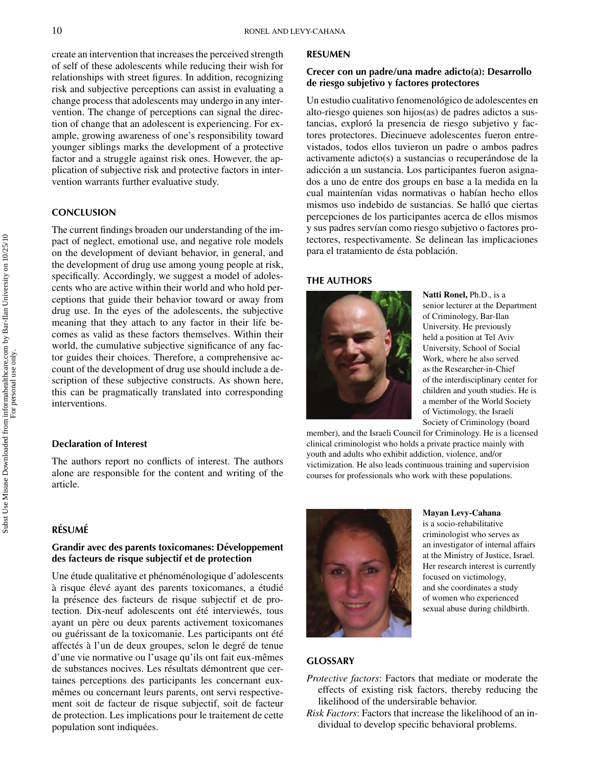create an intervention that increases the perceived strength of self of these adolescents while reducing their wish for relationships with street figures. In addition, recognizing risk and subjective perceptions can assist in evaluating a change process that adolescents may undergo in any intervention. The change of perceptions can signal the direction of change that an adolescent is experiencing. For example, growing awareness of one's responsibility toward younger siblings marks the development of a protective factor and a struggle against risk ones. However, the application of subjective risk and protective factors in intervention warrants further evaluative study.

## CONCLUSION

The current findings broaden our understanding of the impact of neglect, emotional use, and negative role models on the development of deviant behavior, in general, and the development of drug use among young people at risk, specifically. Accordingly, we suggest a model of adolescents who are active within their world and who hold perceptions that guide their behavior toward or away from drug use. In the eyes of the adolescents, the subjective meaning that they attach to any factor in their life becomes as valid as these factors themselves. Within their world, the cumulative subjective significance of any factor guides their choices. Therefore, a comprehensive account of the development of drug use should include a description of these subjective constructs. As shown here, this can be pragmatically translated into corresponding interventions.

### Declaration of Interest

The authors report no conflicts of interest. The authors alone are responsible for the content and writing of the article.

## RÉSUMÉ

### Grandir avec des parents toxicomanes: Développement des facteurs de risque subjectif et de protection

Une étude qualitative et phénoménologique d'adolescents à risque élevé ayant des parents toxicomanes, a étudié la présence des facteurs de risque subjectif et de protection. Dix-neuf adolescents ont été interviewés, tous ayant un père ou deux parents activement toxicomanes ou guérissant de la toxicomanie. Les participants ont été affectés à l'un de deux groupes, selon le degré de tenue d'une vie normative ou l'usage qu'ils ont fait eux-mêmes de substances nocives. Les résultats démontrent que certaines perceptions des participants les concernant eux-mêmes ou concernant leurs parents, ont servi respectivement soit de facteur de risque subjectif, soit de facteur de protection. Les implications pour le traitement de cette population sont indiquées.

## RESUMEN

### Crecer con un padre/una madre adicto(a): Desarrollo de riesgo subjetivo y factores protectores

Un estudio cualitativo fenomenológico de adolescentes en alto-riesgo quienes son hijos(as) de padres adictos a sustancias, exploró la presencia de riesgo subjetivo y factores protectores. Diecinueve adolescentes fueron entrevistados, todos ellos tuvieron un padre o ambos padres activamente adicto(s) a sustancias o recuperándose de la adicción a un sustancia. Los participantes fueron asignados a uno de entre dos groups en base a la medida en la cual maintenían vidas normativas o habían hecho ellos mismos uso indebido de sustancias. Se halló que ciertas percepciones de los participantes acerca de ellos mismos y sus padres servían como riesgo subjetivo o factores protectores, respectivamente. Se delinean las implicaciones para el tratamiento de ésta población.

## THE AUTHORS

**Natti Ronel,** Ph.D., is a senior lecturer at the Department of Criminology, Bar-Ilan University. He previously held a position at Tel Aviv University, School of Social Work, where he also served as the Researcher-in-Chief of the interdisciplinary center for children and youth studies. He is a member of the World Society of Victimology, the Israeli Society of Criminology (board member), and the Israeli Council for Criminology. He is a licensed clinical criminologist who holds a private practice mainly with youth and adults who exhibit addiction, violence, and/or victimization. He also leads continuous training and supervision courses for professionals who work with these populations.

**Mayan Levy-Cahana** is a socio-rehabilitative criminologist who serves as an investigator of internal affairs at the Ministry of Justice, Israel. Her research interest is currently focused on victimology, and she coordinates a study of women who experienced sexual abuse during childbirth.

## GLOSSARY

*Protective factors*: Factors that mediate or moderate the effects of existing risk factors, thereby reducing the likelihood of the undersirable behavior.

*Risk Factors*: Factors that increase the likelihood of an individual to develop specific behavioral problems.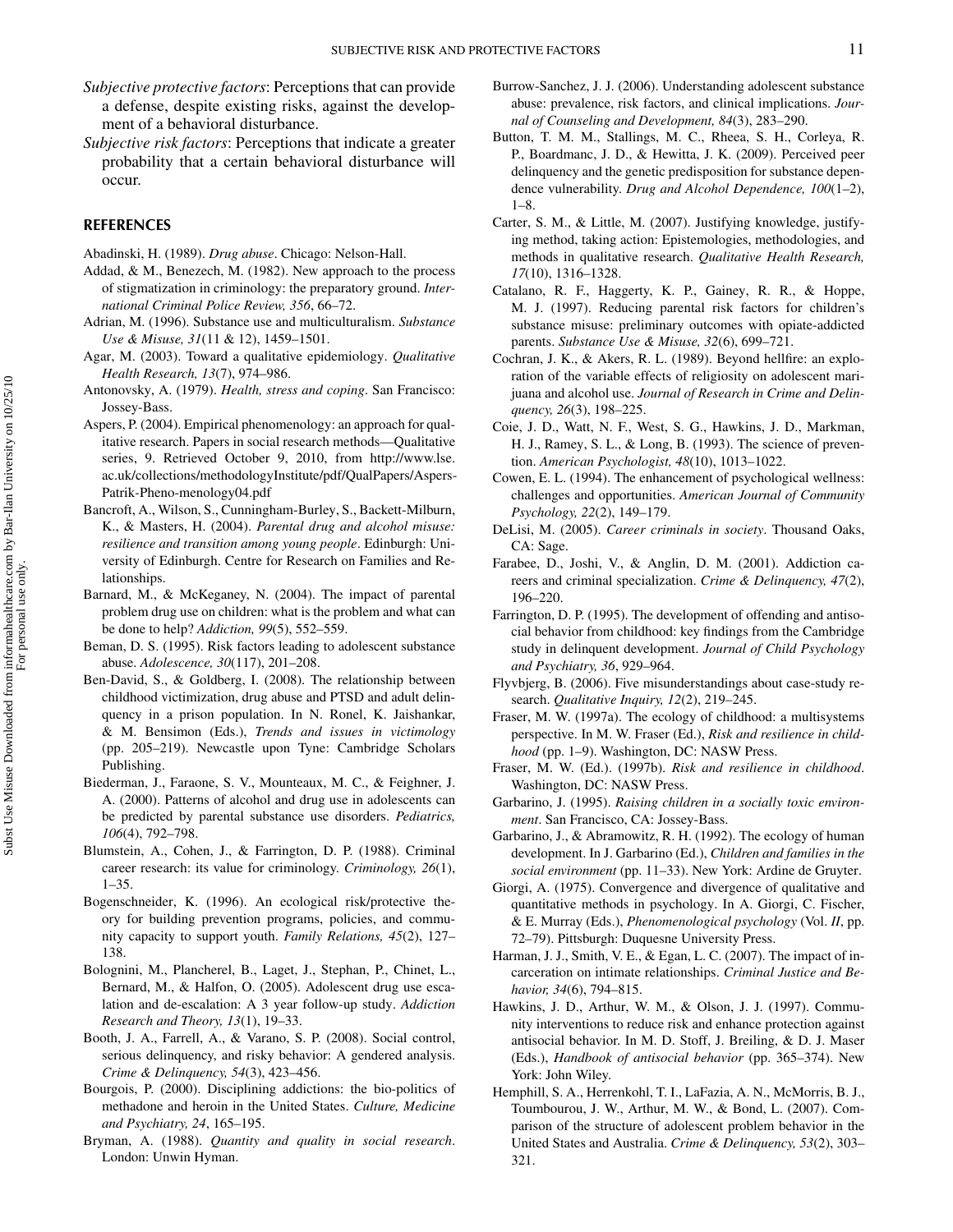*Subjective protective factors*: Perceptions that can provide a defense, despite existing risks, against the development of a behavioral disturbance.

*Subjective risk factors*: Perceptions that indicate a greater probability that a certain behavioral disturbance will occur.

## REFERENCES

Abadinski, H. (1989). *Drug abuse*. Chicago: Nelson-Hall.

Addad, & M., Benezech, M. (1982). New approach to the process of stigmatization in criminology: the preparatory ground. *International Criminal Police Review, 356*, 66–72.

Adrian, M. (1996). Substance use and multiculturalism. *Substance Use & Misuse, 31*(11 & 12), 1459–1501.

Agar, M. (2003). Toward a qualitative epidemiology. *Qualitative Health Research, 13*(7), 974–986.

Antonovsky, A. (1979). *Health, stress and coping*. San Francisco: Jossey-Bass.

Aspers, P. (2004). Empirical phenomenology: an approach for qualitative research. Papers in social research methods—Qualitative series, 9. Retrieved October 9, 2010, from http://www.lse.ac.uk/collections/methodologyInstitute/pdf/QualPapers/Aspers-Patrik-Pheno-menology04.pdf

Bancroft, A., Wilson, S., Cunningham-Burley, S., Backett-Milburn, K., & Masters, H. (2004). *Parental drug and alcohol misuse: resilience and transition among young people*. Edinburgh: University of Edinburgh. Centre for Research on Families and Relationships.

Barnard, M., & McKeganey, N. (2004). The impact of parental problem drug use on children: what is the problem and what can be done to help? *Addiction, 99*(5), 552–559.

Beman, D. S. (1995). Risk factors leading to adolescent substance abuse. *Adolescence, 30*(117), 201–208.

Ben-David, S., & Goldberg, I. (2008). The relationship between childhood victimization, drug abuse and PTSD and adult delinquency in a prison population. In N. Ronel, K. Jaishankar, & M. Bensimon (Eds.), *Trends and issues in victimology* (pp. 205–219). Newcastle upon Tyne: Cambridge Scholars Publishing.

Biederman, J., Faraone, S. V., Mounteaux, M. C., & Feighner, J. A. (2000). Patterns of alcohol and drug use in adolescents can be predicted by parental substance use disorders. *Pediatrics, 106*(4), 792–798.

Blumstein, A., Cohen, J., & Farrington, D. P. (1988). Criminal career research: its value for criminology. *Criminology, 26*(1), 1–35.

Bogenschneider, K. (1996). An ecological risk/protective theory for building prevention programs, policies, and community capacity to support youth. *Family Relations, 45*(2), 127–138.

Bolognini, M., Plancherel, B., Laget, J., Stephan, P., Chinet, L., Bernard, M., & Halfon, O. (2005). Adolescent drug use escalation and de-escalation: A 3 year follow-up study. *Addiction Research and Theory, 13*(1), 19–33.

Booth, J. A., Farrell, A., & Varano, S. P. (2008). Social control, serious delinquency, and risky behavior: A gendered analysis. *Crime & Delinquency, 54*(3), 423–456.

Bourgois, P. (2000). Disciplining addictions: the bio-politics of methadone and heroin in the United States. *Culture, Medicine and Psychiatry, 24*, 165–195.

Bryman, A. (1988). *Quantity and quality in social research*. London: Unwin Hyman.

Burrow-Sanchez, J. J. (2006). Understanding adolescent substance abuse: prevalence, risk factors, and clinical implications. *Journal of Counseling and Development, 84*(3), 283–290.

Button, T. M. M., Stallings, M. C., Rheea, S. H., Corleya, R. P., Boardmanc, J. D., & Hewitta, J. K. (2009). Perceived peer delinquency and the genetic predisposition for substance dependence vulnerability. *Drug and Alcohol Dependence, 100*(1–2), 1–8.

Carter, S. M., & Little, M. (2007). Justifying knowledge, justifying method, taking action: Epistemologies, methodologies, and methods in qualitative research. *Qualitative Health Research, 17*(10), 1316–1328.

Catalano, R. F., Haggerty, K. P., Gainey, R. R., & Hoppe, M. J. (1997). Reducing parental risk factors for children's substance misuse: preliminary outcomes with opiate-addicted parents. *Substance Use & Misuse, 32*(6), 699–721.

Cochran, J. K., & Akers, R. L. (1989). Beyond hellfire: an exploration of the variable effects of religiosity on adolescent marijuana and alcohol use. *Journal of Research in Crime and Delinquency, 26*(3), 198–225.

Coie, J. D., Watt, N. F., West, S. G., Hawkins, J. D., Markman, H. J., Ramey, S. L., & Long, B. (1993). The science of prevention. *American Psychologist, 48*(10), 1013–1022.

Cowen, E. L. (1994). The enhancement of psychological wellness: challenges and opportunities. *American Journal of Community Psychology, 22*(2), 149–179.

DeLisi, M. (2005). *Career criminals in society*. Thousand Oaks, CA: Sage.

Farabee, D., Joshi, V., & Anglin, D. M. (2001). Addiction careers and criminal specialization. *Crime & Delinquency, 47*(2), 196–220.

Farrington, D. P. (1995). The development of offending and antisocial behavior from childhood: key findings from the Cambridge study in delinquent development. *Journal of Child Psychology and Psychiatry, 36*, 929–964.

Flyvbjerg, B. (2006). Five misunderstandings about case-study research. *Qualitative Inquiry, 12*(2), 219–245.

Fraser, M. W. (1997a). The ecology of childhood: a multisystems perspective. In M. W. Fraser (Ed.), *Risk and resilience in childhood* (pp. 1–9). Washington, DC: NASW Press.

Fraser, M. W. (Ed.). (1997b). *Risk and resilience in childhood*. Washington, DC: NASW Press.

Garbarino, J. (1995). *Raising children in a socially toxic environment*. San Francisco, CA: Jossey-Bass.

Garbarino, J., & Abramowitz, R. H. (1992). The ecology of human development. In J. Garbarino (Ed.), *Children and families in the social environment* (pp. 11–33). New York: Ardine de Gruyter.

Giorgi, A. (1975). Convergence and divergence of qualitative and quantitative methods in psychology. In A. Giorgi, C. Fischer, & E. Murray (Eds.), *Phenomenological psychology* (Vol. *II*, pp. 72–79). Pittsburgh: Duquesne University Press.

Harman, J. J., Smith, V. E., & Egan, L. C. (2007). The impact of incarceration on intimate relationships. *Criminal Justice and Behavior, 34*(6), 794–815.

Hawkins, J. D., Arthur, W. M., & Olson, J. J. (1997). Community interventions to reduce risk and enhance protection against antisocial behavior. In M. D. Stoff, J. Breiling, & D. J. Maser (Eds.), *Handbook of antisocial behavior* (pp. 365–374). New York: John Wiley.

Hemphill, S. A., Herrenkohl, T. I., LaFazia, A. N., McMorris, B. J., Toumbourou, J. W., Arthur, M. W., & Bond, L. (2007). Comparison of the structure of adolescent problem behavior in the United States and Australia. *Crime & Delinquency, 53*(2), 303–321.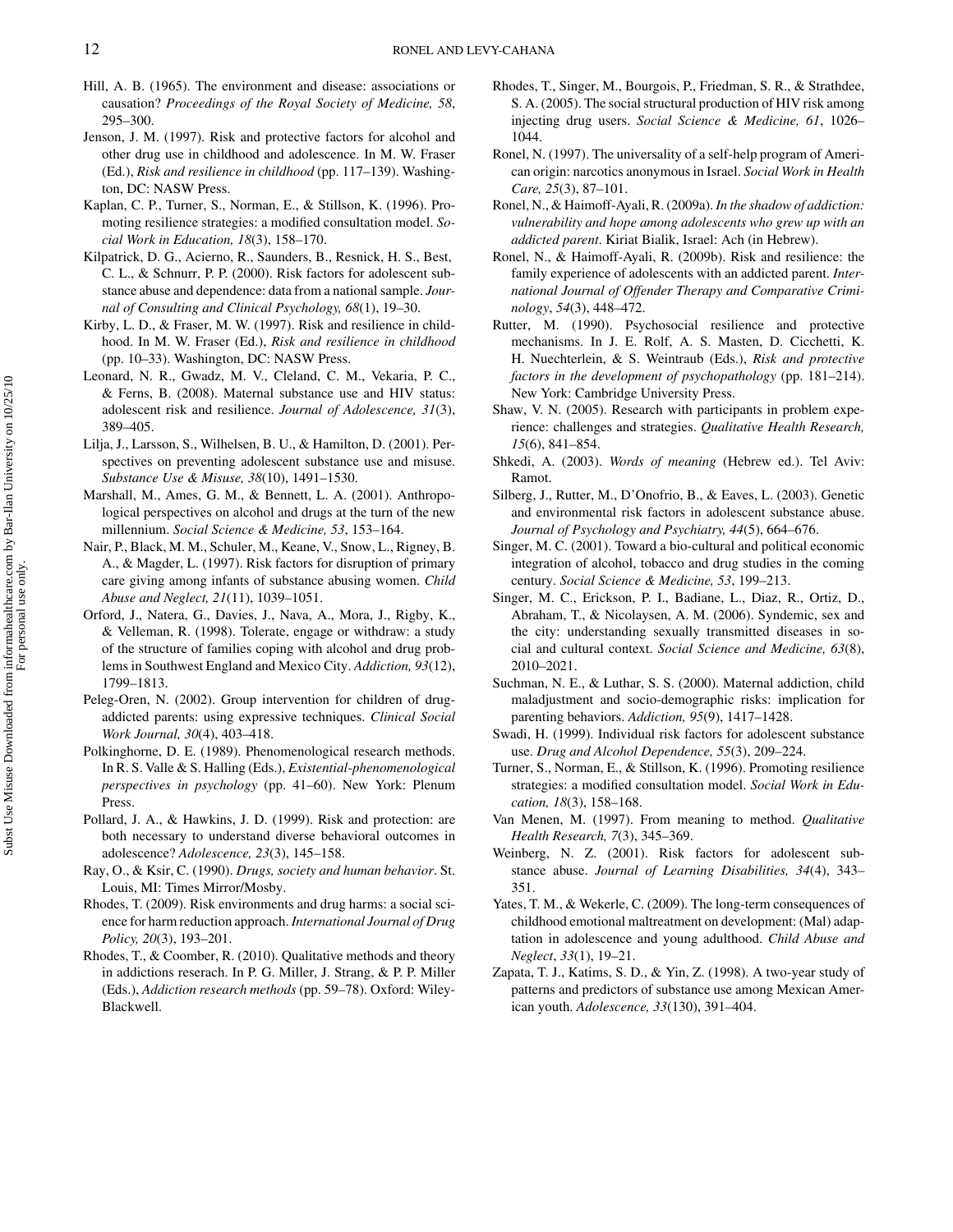Hill, A. B. (1965). The environment and disease: associations or causation? *Proceedings of the Royal Society of Medicine, 58*, 295–300.

Jenson, J. M. (1997). Risk and protective factors for alcohol and other drug use in childhood and adolescence. In M. W. Fraser (Ed.), *Risk and resilience in childhood* (pp. 117–139). Washington, DC: NASW Press.

Kaplan, C. P., Turner, S., Norman, E., & Stillson, K. (1996). Promoting resilience strategies: a modified consultation model. *Social Work in Education, 18*(3), 158–170.

Kilpatrick, D. G., Acierno, R., Saunders, B., Resnick, H. S., Best, C. L., & Schnurr, P. P. (2000). Risk factors for adolescent substance abuse and dependence: data from a national sample. *Journal of Consulting and Clinical Psychology, 68*(1), 19–30.

Kirby, L. D., & Fraser, M. W. (1997). Risk and resilience in childhood. In M. W. Fraser (Ed.), *Risk and resilience in childhood* (pp. 10–33). Washington, DC: NASW Press.

Leonard, N. R., Gwadz, M. V., Cleland, C. M., Vekaria, P. C., & Ferns, B. (2008). Maternal substance use and HIV status: adolescent risk and resilience. *Journal of Adolescence, 31*(3), 389–405.

Lilja, J., Larsson, S., Wilhelsen, B. U., & Hamilton, D. (2001). Perspectives on preventing adolescent substance use and misuse. *Substance Use & Misuse, 38*(10), 1491–1530.

Marshall, M., Ames, G. M., & Bennett, L. A. (2001). Anthropological perspectives on alcohol and drugs at the turn of the new millennium. *Social Science & Medicine, 53*, 153–164.

Nair, P., Black, M. M., Schuler, M., Keane, V., Snow, L., Rigney, B. A., & Magder, L. (1997). Risk factors for disruption of primary care giving among infants of substance abusing women. *Child Abuse and Neglect, 21*(11), 1039–1051.

Orford, J., Natera, G., Davies, J., Nava, A., Mora, J., Rigby, K., & Velleman, R. (1998). Tolerate, engage or withdraw: a study of the structure of families coping with alcohol and drug problems in Southwest England and Mexico City. *Addiction, 93*(12), 1799–1813.

Peleg-Oren, N. (2002). Group intervention for children of drug-addicted parents: using expressive techniques. *Clinical Social Work Journal, 30*(4), 403–418.

Polkinghorne, D. E. (1989). Phenomenological research methods. In R. S. Valle & S. Halling (Eds.), *Existential-phenomenological perspectives in psychology* (pp. 41–60). New York: Plenum Press.

Pollard, J. A., & Hawkins, J. D. (1999). Risk and protection: are both necessary to understand diverse behavioral outcomes in adolescence? *Adolescence, 23*(3), 145–158.

Ray, O., & Ksir, C. (1990). *Drugs, society and human behavior*. St. Louis, MI: Times Mirror/Mosby.

Rhodes, T. (2009). Risk environments and drug harms: a social science for harm reduction approach. *International Journal of Drug Policy, 20*(3), 193–201.

Rhodes, T., & Coomber, R. (2010). Qualitative methods and theory in addictions reserach. In P. G. Miller, J. Strang, & P. P. Miller (Eds.), *Addiction research methods* (pp. 59–78). Oxford: Wiley-Blackwell.

Rhodes, T., Singer, M., Bourgois, P., Friedman, S. R., & Strathdee, S. A. (2005). The social structural production of HIV risk among injecting drug users. *Social Science & Medicine, 61*, 1026–1044.

Ronel, N. (1997). The universality of a self-help program of American origin: narcotics anonymous in Israel. *Social Work in Health Care, 25*(3), 87–101.

Ronel, N., & Haimoff-Ayali, R. (2009a). *In the shadow of addiction: vulnerability and hope among adolescents who grew up with an addicted parent*. Kiriat Bialik, Israel: Ach (in Hebrew).

Ronel, N., & Haimoff-Ayali, R. (2009b). Risk and resilience: the family experience of adolescents with an addicted parent. *International Journal of Offender Therapy and Comparative Criminology*, *54*(3), 448–472.

Rutter, M. (1990). Psychosocial resilience and protective mechanisms. In J. E. Rolf, A. S. Masten, D. Cicchetti, K. H. Nuechterlein, & S. Weintraub (Eds.), *Risk and protective factors in the development of psychopathology* (pp. 181–214). New York: Cambridge University Press.

Shaw, V. N. (2005). Research with participants in problem experience: challenges and strategies. *Qualitative Health Research, 15*(6), 841–854.

Shkedi, A. (2003). *Words of meaning* (Hebrew ed.). Tel Aviv: Ramot.

Silberg, J., Rutter, M., D'Onofrio, B., & Eaves, L. (2003). Genetic and environmental risk factors in adolescent substance abuse. *Journal of Psychology and Psychiatry, 44*(5), 664–676.

Singer, M. C. (2001). Toward a bio-cultural and political economic integration of alcohol, tobacco and drug studies in the coming century. *Social Science & Medicine, 53*, 199–213.

Singer, M. C., Erickson, P. I., Badiane, L., Diaz, R., Ortiz, D., Abraham, T., & Nicolaysen, A. M. (2006). Syndemic, sex and the city: understanding sexually transmitted diseases in social and cultural context. *Social Science and Medicine, 63*(8), 2010–2021.

Suchman, N. E., & Luthar, S. S. (2000). Maternal addiction, child maladjustment and socio-demographic risks: implication for parenting behaviors. *Addiction, 95*(9), 1417–1428.

Swadi, H. (1999). Individual risk factors for adolescent substance use. *Drug and Alcohol Dependence, 55*(3), 209–224.

Turner, S., Norman, E., & Stillson, K. (1996). Promoting resilience strategies: a modified consultation model. *Social Work in Education, 18*(3), 158–168.

Van Menen, M. (1997). From meaning to method. *Qualitative Health Research, 7*(3), 345–369.

Weinberg, N. Z. (2001). Risk factors for adolescent substance abuse. *Journal of Learning Disabilities, 34*(4), 343–351.

Yates, T. M., & Wekerle, C. (2009). The long-term consequences of childhood emotional maltreatment on development: (Mal) adaptation in adolescence and young adulthood. *Child Abuse and Neglect*, *33*(1), 19–21.

Zapata, T. J., Katims, S. D., & Yin, Z. (1998). A two-year study of patterns and predictors of substance use among Mexican American youth. *Adolescence, 33*(130), 391–404.